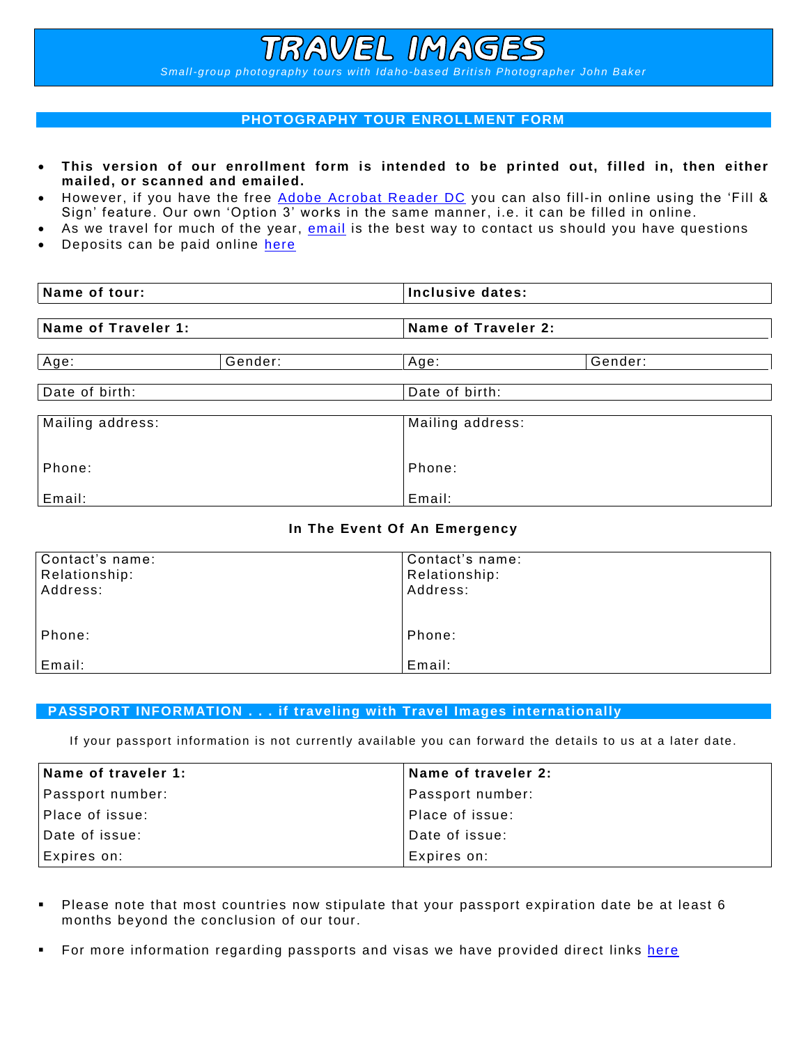# TRAVEL IMAGES

*Small-group photography tours with Idaho-based British Photographer John Baker*

## PHOTOGRAPHY TOUR ENROLLMENT FORM

- **This version of our enrollment form is intended to be printed out, filled in, then either mailed, or scanned and emailed.**
- However, if you have the free Adobe Acrobat Reader DC you can also fill-in online using the 'Fill & Sign' feature. Our own 'Option 3' works in the same manner, i.e. it can be filled in online.
- As we travel for much of the year, email is the best way to contact us should you have questions
- Deposits can be paid online here

| | |
|---|---|
| **Name of tour:** | **Inclusive dates:** |

| | |
|---|---|
| **Name of Traveler 1:** | **Name of Traveler 2:** |

| | | | |
|---|---|---|---|
| Age: | Gender: | Age: | Gender: |

| | |
|---|---|
| Date of birth: | Date of birth: |

| | |
|---|---|
| Mailing address:<br><br>Phone:<br><br>Email: | Mailing address:<br><br>Phone:<br><br>Email: |

**In The Event Of An Emergency**

| | |
|---|---|
| Contact's name:<br>Relationship:<br>Address:<br><br>Phone:<br><br>Email: | Contact's name:<br>Relationship:<br>Address:<br><br>Phone:<br><br>Email: |

## PASSPORT INFORMATION . . . if traveling with Travel Images internationally

If your passport information is not currently available you can forward the details to us at a later date.

| | |
|---|---|
| **Name of traveler 1:** | **Name of traveler 2:** |
| Passport number: | Passport number: |
| Place of issue: | Place of issue: |
| Date of issue: | Date of issue: |
| Expires on: | Expires on: |

- Please note that most countries now stipulate that your passport expiration date be at least 6 months beyond the conclusion of our tour.
- For more information regarding passports and visas we have provided direct links here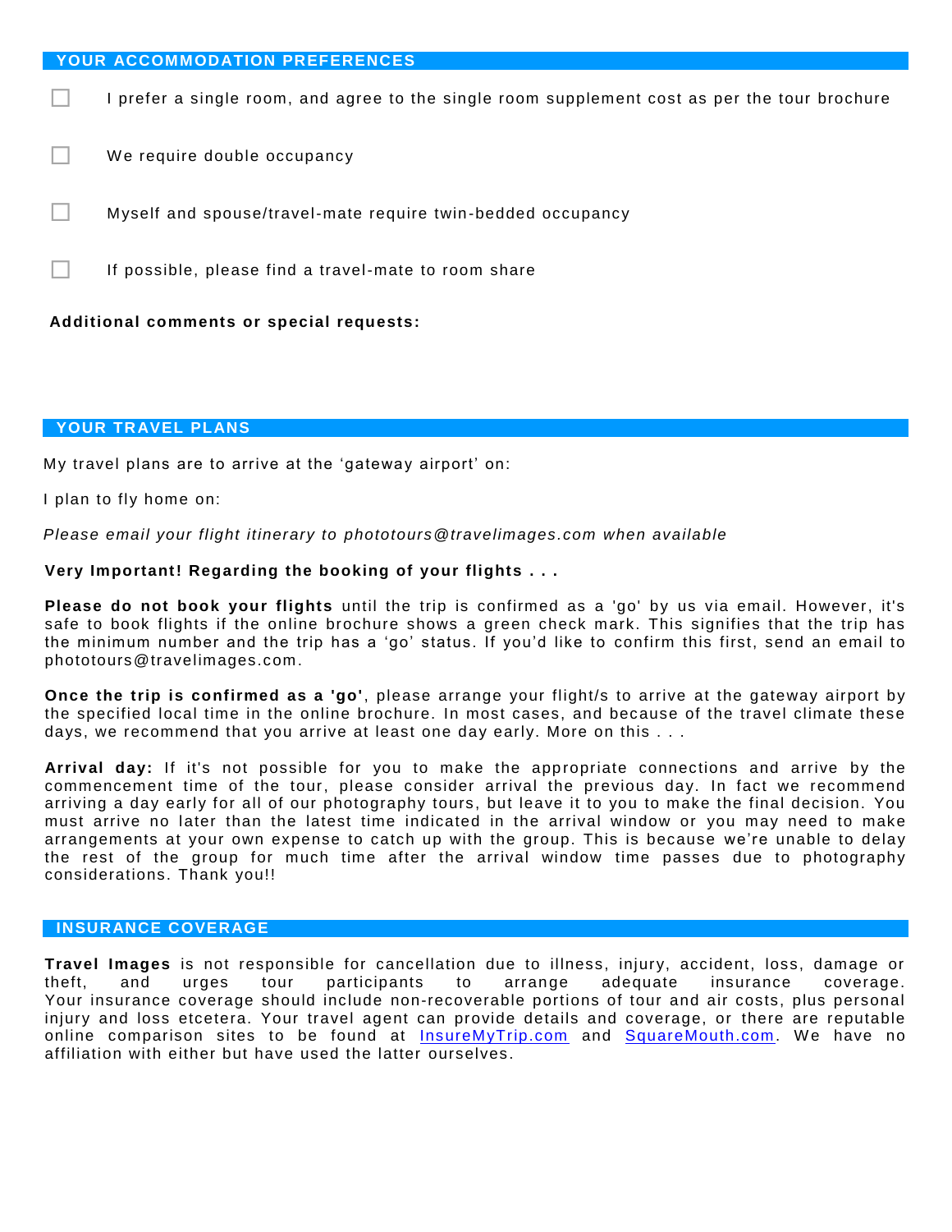## YOUR ACCOMMODATION PREFERENCES

- ☐ I prefer a single room, and agree to the single room supplement cost as per the tour brochure
- ☐ We require double occupancy
- ☐ Myself and spouse/travel-mate require twin-bedded occupancy
- ☐ If possible, please find a travel-mate to room share

**Additional comments or special requests:**

## YOUR TRAVEL PLANS

My travel plans are to arrive at the 'gateway airport' on:

I plan to fly home on:

*Please email your flight itinerary to phototours@travelimages.com when available*

**Very Important! Regarding the booking of your flights . . .**

**Please do not book your flights** until the trip is confirmed as a 'go' by us via email. However, it's safe to book flights if the online brochure shows a green check mark. This signifies that the trip has the minimum number and the trip has a 'go' status. If you'd like to confirm this first, send an email to phototours@travelimages.com.

**Once the trip is confirmed as a 'go'**, please arrange your flight/s to arrive at the gateway airport by the specified local time in the online brochure. In most cases, and because of the travel climate these days, we recommend that you arrive at least one day early. More on this . . .

**Arrival day:** If it's not possible for you to make the appropriate connections and arrive by the commencement time of the tour, please consider arrival the previous day. In fact we recommend arriving a day early for all of our photography tours, but leave it to you to make the final decision. You must arrive no later than the latest time indicated in the arrival window or you may need to make arrangements at your own expense to catch up with the group. This is because we're unable to delay the rest of the group for much time after the arrival window time passes due to photography considerations. Thank you!!

## INSURANCE COVERAGE

**Travel Images** is not responsible for cancellation due to illness, injury, accident, loss, damage or theft, and urges tour participants to arrange adequate insurance coverage. Your insurance coverage should include non-recoverable portions of tour and air costs, plus personal injury and loss etcetera. Your travel agent can provide details and coverage, or there are reputable online comparison sites to be found at [InsureMyTrip.com](InsureMyTrip.com) and [SquareMouth.com](SquareMouth.com). We have no affiliation with either but have used the latter ourselves.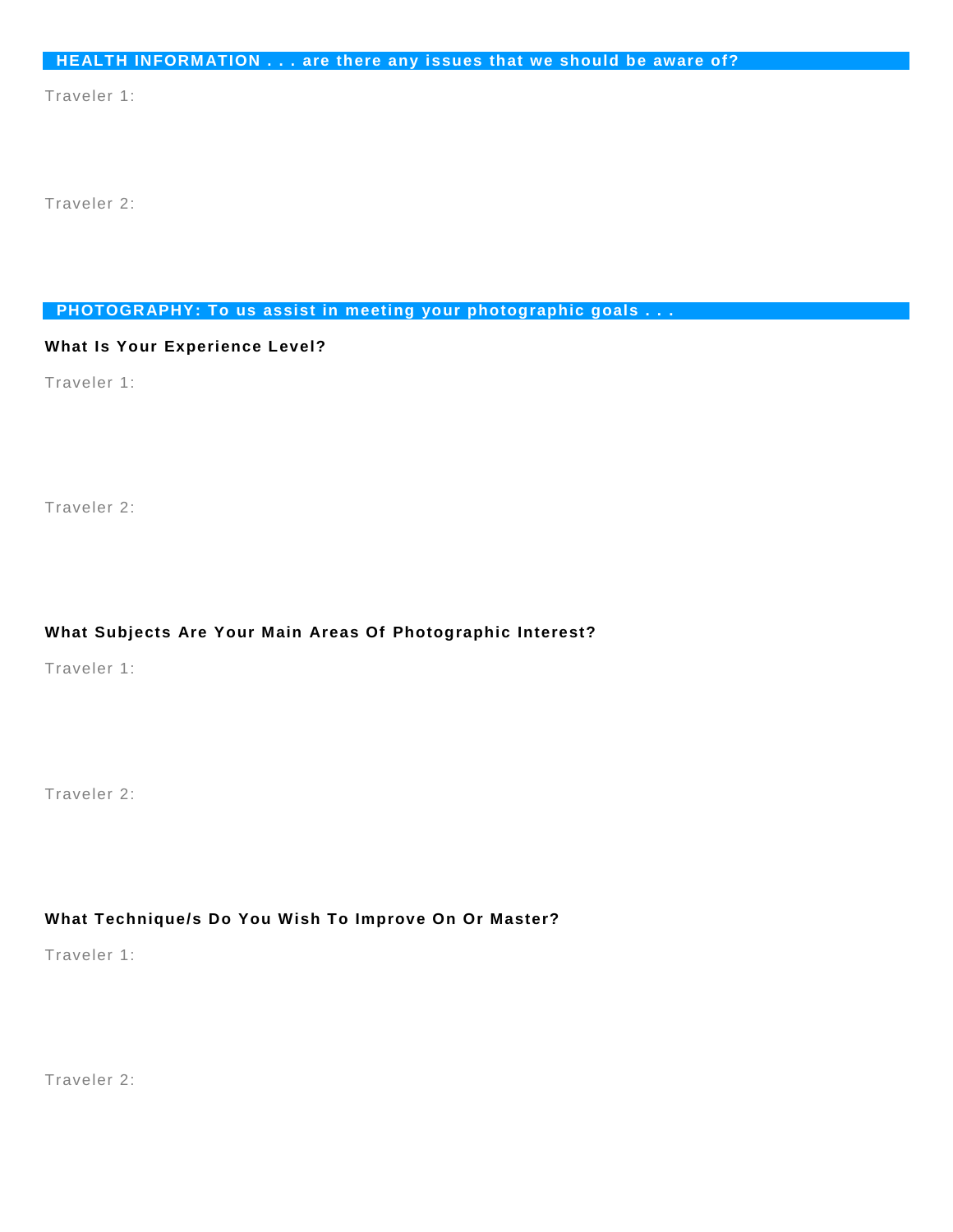## HEALTH INFORMATION . . . are there any issues that we should be aware of?

Traveler 1:

Traveler 2:

## PHOTOGRAPHY: To us assist in meeting your photographic goals . . .

**What Is Your Experience Level?**

Traveler 1:

Traveler 2:

**What Subjects Are Your Main Areas Of Photographic Interest?**

Traveler 1:

Traveler 2:

**What Technique/s Do You Wish To Improve On Or Master?**

Traveler 1:

Traveler 2: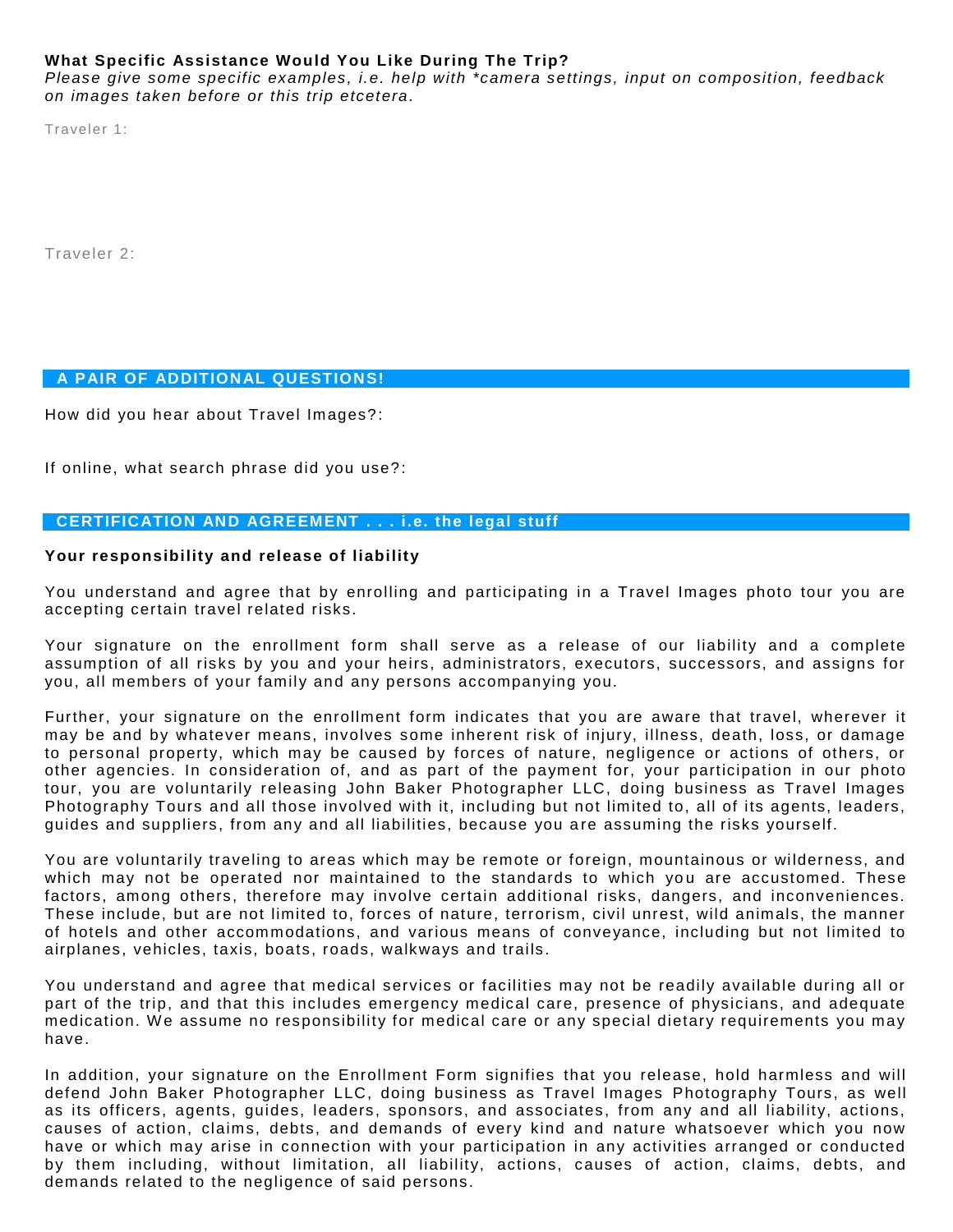**What Specific Assistance Would You Like During The Trip?**
*Please give some specific examples, i.e. help with *camera settings, input on composition, feedback on images taken before or this trip etcetera.*

Traveler 1:

Traveler 2:

## A PAIR OF ADDITIONAL QUESTIONS!

How did you hear about Travel Images?:

If online, what search phrase did you use?:

## CERTIFICATION AND AGREEMENT . . . i.e. the legal stuff

**Your responsibility and release of liability**

You understand and agree that by enrolling and participating in a Travel Images photo tour you are accepting certain travel related risks.

Your signature on the enrollment form shall serve as a release of our liability and a complete assumption of all risks by you and your heirs, administrators, executors, successors, and assigns for you, all members of your family and any persons accompanying you.

Further, your signature on the enrollment form indicates that you are aware that travel, wherever it may be and by whatever means, involves some inherent risk of injury, illness, death, loss, or damage to personal property, which may be caused by forces of nature, negligence or actions of others, or other agencies. In consideration of, and as part of the payment for, your participation in our photo tour, you are voluntarily releasing John Baker Photographer LLC, doing business as Travel Images Photography Tours and all those involved with it, including but not limited to, all of its agents, leaders, guides and suppliers, from any and all liabilities, because you are assuming the risks yourself.

You are voluntarily traveling to areas which may be remote or foreign, mountainous or wilderness, and which may not be operated nor maintained to the standards to which you are accustomed. These factors, among others, therefore may involve certain additional risks, dangers, and inconveniences. These include, but are not limited to, forces of nature, terrorism, civil unrest, wild animals, the manner of hotels and other accommodations, and various means of conveyance, including but not limited to airplanes, vehicles, taxis, boats, roads, walkways and trails.

You understand and agree that medical services or facilities may not be readily available during all or part of the trip, and that this includes emergency medical care, presence of physicians, and adequate medication. We assume no responsibility for medical care or any special dietary requirements you may have.

In addition, your signature on the Enrollment Form signifies that you release, hold harmless and will defend John Baker Photographer LLC, doing business as Travel Images Photography Tours, as well as its officers, agents, guides, leaders, sponsors, and associates, from any and all liability, actions, causes of action, claims, debts, and demands of every kind and nature whatsoever which you now have or which may arise in connection with your participation in any activities arranged or conducted by them including, without limitation, all liability, actions, causes of action, claims, debts, and demands related to the negligence of said persons.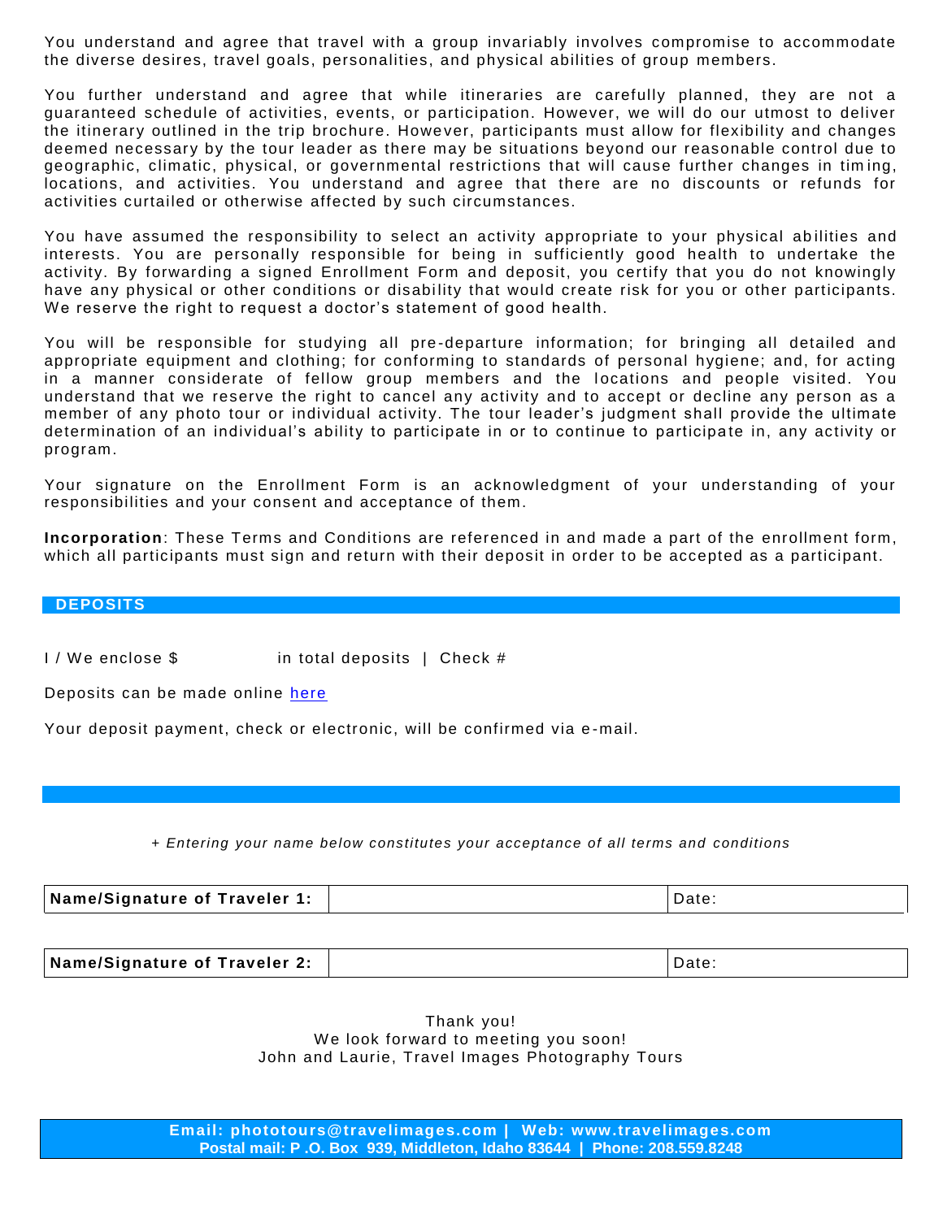You understand and agree that travel with a group invariably involves compromise to accommodate the diverse desires, travel goals, personalities, and physical abilities of group members.

You further understand and agree that while itineraries are carefully planned, they are not a guaranteed schedule of activities, events, or participation. However, we will do our utmost to deliver the itinerary outlined in the trip brochure. However, participants must allow for flexibility and changes deemed necessary by the tour leader as there may be situations beyond our reasonable control due to geographic, climatic, physical, or governmental restrictions that will cause further changes in timing, locations, and activities. You understand and agree that there are no discounts or refunds for activities curtailed or otherwise affected by such circumstances.

You have assumed the responsibility to select an activity appropriate to your physical abilities and interests. You are personally responsible for being in sufficiently good health to undertake the activity. By forwarding a signed Enrollment Form and deposit, you certify that you do not knowingly have any physical or other conditions or disability that would create risk for you or other participants. We reserve the right to request a doctor's statement of good health.

You will be responsible for studying all pre-departure information; for bringing all detailed and appropriate equipment and clothing; for conforming to standards of personal hygiene; and, for acting in a manner considerate of fellow group members and the locations and people visited. You understand that we reserve the right to cancel any activity and to accept or decline any person as a member of any photo tour or individual activity. The tour leader's judgment shall provide the ultimate determination of an individual's ability to participate in or to continue to participate in, any activity or program.

Your signature on the Enrollment Form is an acknowledgment of your understanding of your responsibilities and your consent and acceptance of them.

**Incorporation**: These Terms and Conditions are referenced in and made a part of the enrollment form, which all participants must sign and return with their deposit in order to be accepted as a participant.

## DEPOSITS

I / We enclose $ in total deposits | Check #

Deposits can be made online here

Your deposit payment, check or electronic, will be confirmed via e-mail.

*+ Entering your name below constitutes your acceptance of all terms and conditions*

| | | |
|---|---|---|
| **Name/Signature of Traveler 1:** | | Date: |

| | | |
|---|---|---|
| **Name/Signature of Traveler 2:** | | Date: |

Thank you!
We look forward to meeting you soon!
John and Laurie, Travel Images Photography Tours

**Email: phototours@travelimages.com | Web: www.travelimages.com**
**Postal mail: P .O. Box 939, Middleton, Idaho 83644 | Phone: 208.559.8248**